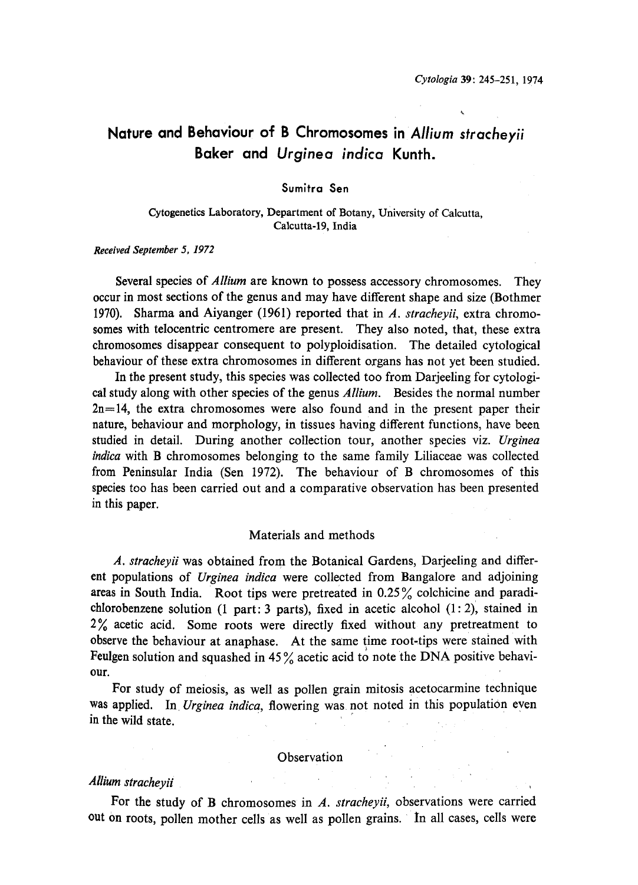# Nature and Behaviour of B Chromosomes in *Allium stracheyii* Baker and *Urginea indica* Kunth.

Sumitra Sen

Cytogenetics Laboratory, Department of Botany, University of Calcutta, Calcutta-19, India

*Received September 5, 1972*

Several species of *Allium* are known to possess accessory chromosomes. They occur in most sections of the genus and may have different shape and size (Bothmer 1970). Sharma and Aiyanger (1961) reported that in *A. stracheyii*, extra chromosomes with telocentric centromere are present. They also noted, that, these extra chromosomes disappear consequent to polyploidisation. The detailed cytological behaviour of these extra chromosomes in different organs has not yet been studied.

In the present study, this species was collected too from Darjeeling for cytological study along with other species of the genus *Allium*. Besides the normal number 2n=14, the extra chromosomes were also found and in the present paper their nature, behaviour and morphology, in tissues having different functions, have been studied in detail. During another collection tour, another species viz. *Urginea indica* with B chromosomes belonging to the same family Liliaceae was collected from Peninsular India (Sen 1972). The behaviour of B chromosomes of this species too has been carried out and a comparative observation has been presented in this paper.

## Materials and methods

*A. stracheyii* was obtained from the Botanical Gardens, Darjeeling and different populations of *Urginea indica* were collected from Bangalore and adjoining areas in South India. Root tips were pretreated in 0.25% colchicine and paradichlorobenzene solution (1 part: 3 parts), fixed in acetic alcohol (1:2), stained in 2% acetic acid. Some roots were directly fixed without any pretreatment to observe the behaviour at anaphase. At the same time root-tips were stained with Feulgen solution and squashed in 45% acetic acid to note the DNA positive behaviour.

For study of meiosis, as well as pollen grain mitosis acetocarmine technique was applied. In *Urginea indica*, flowering was not noted in this population even in the wild state.

## Observation

### *Allium stracheyii*

For the study of B chromosomes in *A. stracheyii*, observations were carried out on roots, pollen mother cells as well as pollen grains. In all cases, cells were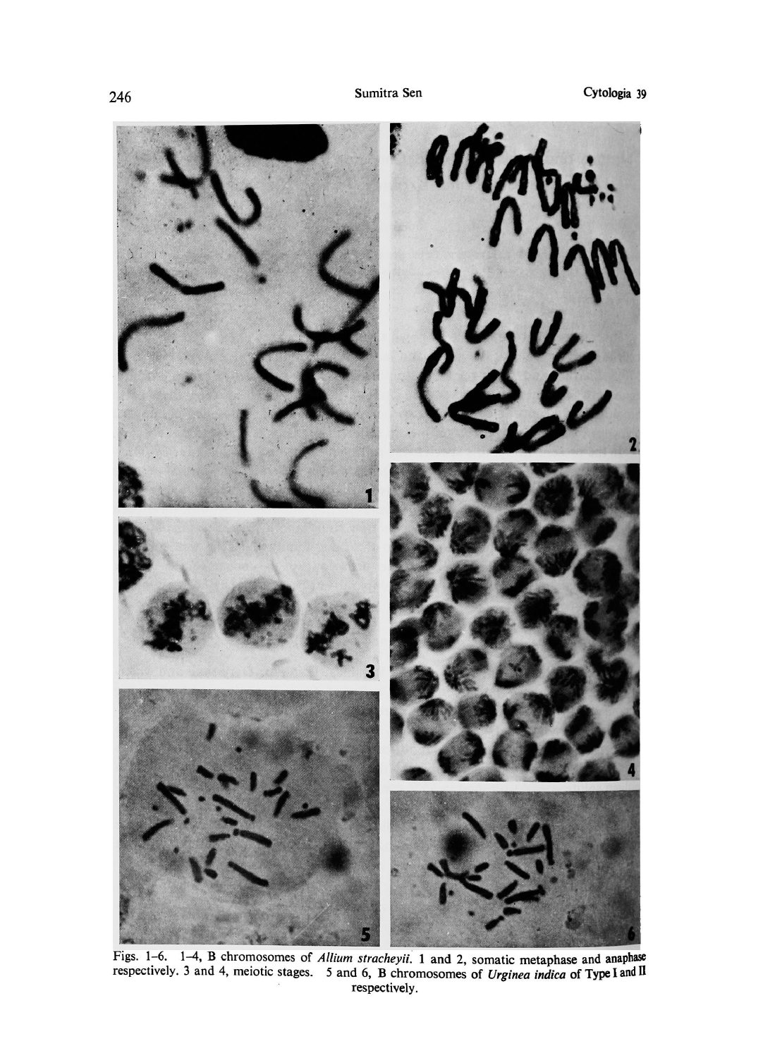Figs. 1–6. 1–4, B chromosomes of *Allium stracheyii*. 1 and 2, somatic metaphase and anaphase respectively. 3 and 4, meiotic stages. 5 and 6, B chromosomes of *Urginea indica* of Type I and II respectively.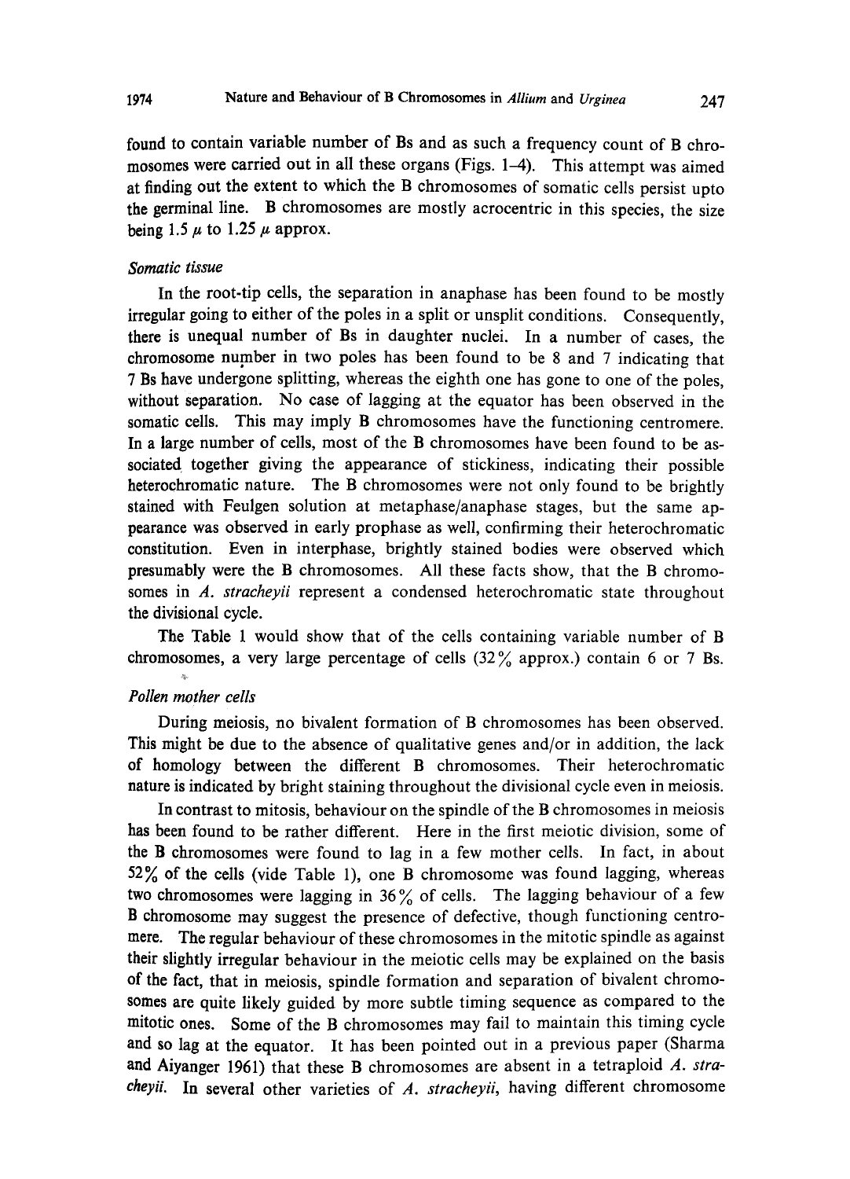found to contain variable number of Bs and as such a frequency count of B chromosomes were carried out in all these organs (Figs. 1–4). This attempt was aimed at finding out the extent to which the B chromosomes of somatic cells persist upto the germinal line. B chromosomes are mostly acrocentric in this species, the size being 1.5 $\mu$ to 1.25 $\mu$ approx.

*Somatic tissue*

In the root-tip cells, the separation in anaphase has been found to be mostly irregular going to either of the poles in a split or unsplit conditions. Consequently, there is unequal number of Bs in daughter nuclei. In a number of cases, the chromosome number in two poles has been found to be 8 and 7 indicating that 7 Bs have undergone splitting, whereas the eighth one has gone to one of the poles, without separation. No case of lagging at the equator has been observed in the somatic cells. This may imply B chromosomes have the functioning centromere. In a large number of cells, most of the B chromosomes have been found to be associated together giving the appearance of stickiness, indicating their possible heterochromatic nature. The B chromosomes were not only found to be brightly stained with Feulgen solution at metaphase/anaphase stages, but the same appearance was observed in early prophase as well, confirming their heterochromatic constitution. Even in interphase, brightly stained bodies were observed which presumably were the B chromosomes. All these facts show, that the B chromosomes in *A. stracheyii* represent a condensed heterochromatic state throughout the divisional cycle.

The Table 1 would show that of the cells containing variable number of B chromosomes, a very large percentage of cells (32% approx.) contain 6 or 7 Bs.

*Pollen mother cells*

During meiosis, no bivalent formation of B chromosomes has been observed. This might be due to the absence of qualitative genes and/or in addition, the lack of homology between the different B chromosomes. Their heterochromatic nature is indicated by bright staining throughout the divisional cycle even in meiosis.

In contrast to mitosis, behaviour on the spindle of the B chromosomes in meiosis has been found to be rather different. Here in the first meiotic division, some of the B chromosomes were found to lag in a few mother cells. In fact, in about 52% of the cells (vide Table 1), one B chromosome was found lagging, whereas two chromosomes were lagging in 36% of cells. The lagging behaviour of a few B chromosome may suggest the presence of defective, though functioning centromere. The regular behaviour of these chromosomes in the mitotic spindle as against their slightly irregular behaviour in the meiotic cells may be explained on the basis of the fact, that in meiosis, spindle formation and separation of bivalent chromosomes are quite likely guided by more subtle timing sequence as compared to the mitotic ones. Some of the B chromosomes may fail to maintain this timing cycle and so lag at the equator. It has been pointed out in a previous paper (Sharma and Aiyanger 1961) that these B chromosomes are absent in a tetraploid *A. stracheyii*. In several other varieties of *A. stracheyii*, having different chromosome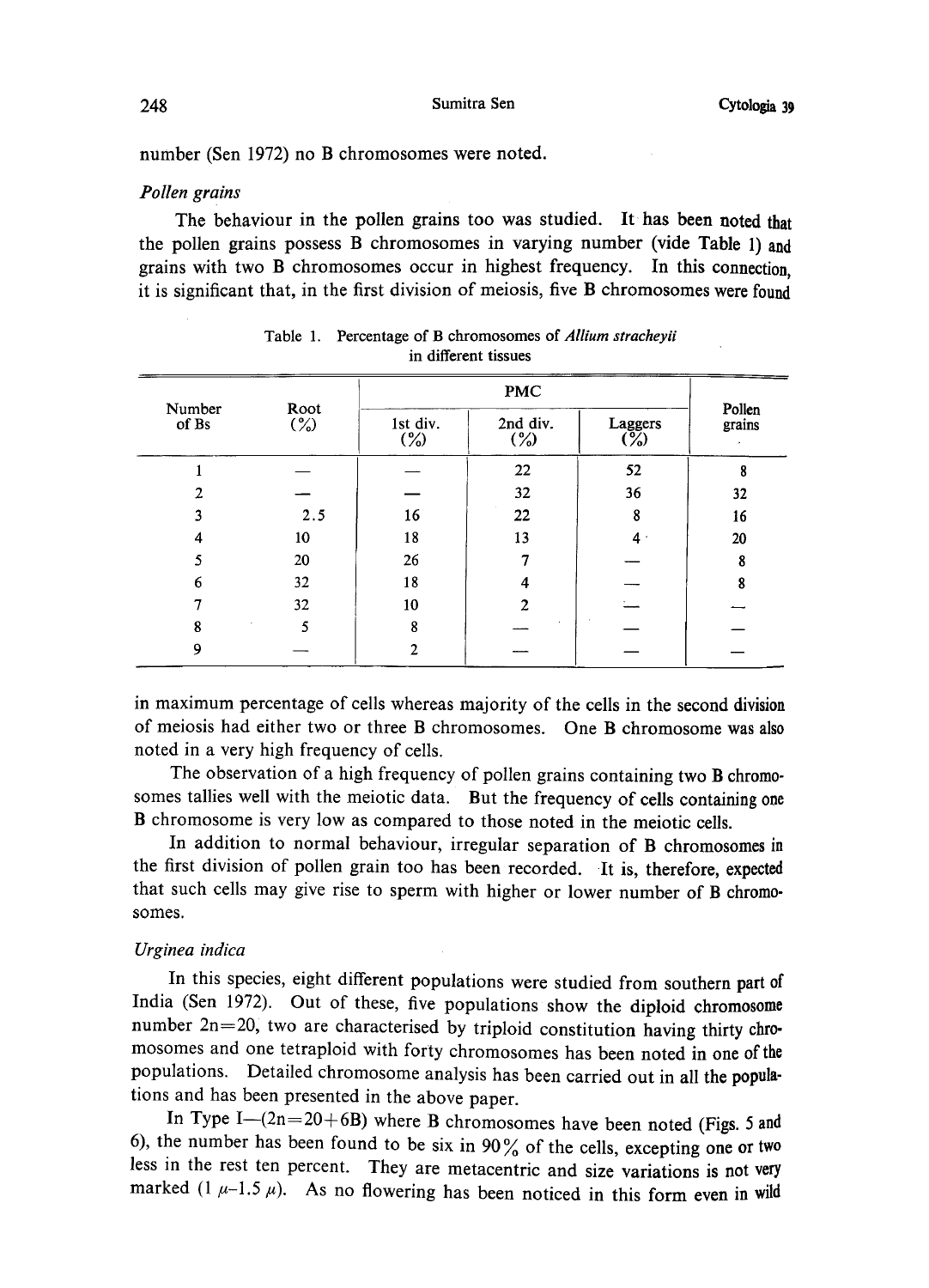number (Sen 1972) no B chromosomes were noted.

*Pollen grains*

The behaviour in the pollen grains too was studied. It has been noted that the pollen grains possess B chromosomes in varying number (vide Table 1) and grains with two B chromosomes occur in highest frequency. In this connection, it is significant that, in the first division of meiosis, five B chromosomes were found

Table 1. Percentage of B chromosomes of *Allium stracheyii* in different tissues

| Number of Bs | Root (%) | PMC | | | Pollen grains |
|---|---|---|---|---|---|
| | | 1st div. (%) | 2nd div. (%) | Laggers (%) | |
| 1 | — | — | 22 | 52 | 8 |
| 2 | — | — | 32 | 36 | 32 |
| 3 | 2.5 | 16 | 22 | 8 | 16 |
| 4 | 10 | 18 | 13 | 4 | 20 |
| 5 | 20 | 26 | 7 | — | 8 |
| 6 | 32 | 18 | 4 | — | 8 |
| 7 | 32 | 10 | 2 | — | — |
| 8 | 5 | 8 | — | — | — |
| 9 | — | 2 | — | — | — |

in maximum percentage of cells whereas majority of the cells in the second division of meiosis had either two or three B chromosomes. One B chromosome was also noted in a very high frequency of cells.

The observation of a high frequency of pollen grains containing two B chromosomes tallies well with the meiotic data. But the frequency of cells containing one B chromosome is very low as compared to those noted in the meiotic cells.

In addition to normal behaviour, irregular separation of B chromosomes in the first division of pollen grain too has been recorded. It is, therefore, expected that such cells may give rise to sperm with higher or lower number of B chromosomes.

*Urginea indica*

In this species, eight different populations were studied from southern part of India (Sen 1972). Out of these, five populations show the diploid chromosome number $2n=20$, two are characterised by triploid constitution having thirty chromosomes and one tetraploid with forty chromosomes has been noted in one of the populations. Detailed chromosome analysis has been carried out in all the populations and has been presented in the above paper.

In Type I—($2n=20+6B$) where B chromosomes have been noted (Figs. 5 and 6), the number has been found to be six in 90% of the cells, excepting one or two less in the rest ten percent. They are metacentric and size variations is not very marked ($1\,\mu$–$1.5\,\mu$). As no flowering has been noticed in this form even in wild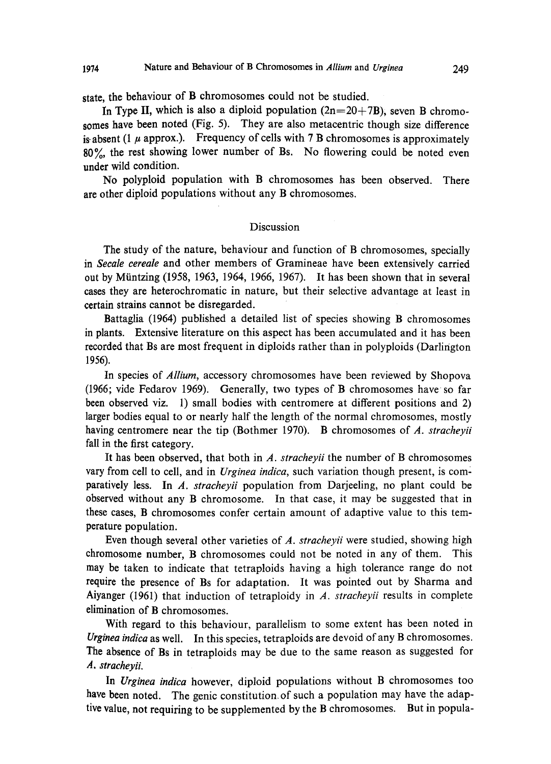state, the behaviour of B chromosomes could not be studied.

In Type II, which is also a diploid population (2n=20+7B), seven B chromosomes have been noted (Fig. 5). They are also metacentric though size difference is absent (1 $\mu$ approx.). Frequency of cells with 7 B chromosomes is approximately 80%, the rest showing lower number of Bs. No flowering could be noted even under wild condition.

No polyploid population with B chromosomes has been observed. There are other diploid populations without any B chromosomes.

## Discussion

The study of the nature, behaviour and function of B chromosomes, specially in *Secale cereale* and other members of Gramineae have been extensively carried out by Müntzing (1958, 1963, 1964, 1966, 1967). It has been shown that in several cases they are heterochromatic in nature, but their selective advantage at least in certain strains cannot be disregarded.

Battaglia (1964) published a detailed list of species showing B chromosomes in plants. Extensive literature on this aspect has been accumulated and it has been recorded that Bs are most frequent in diploids rather than in polyploids (Darlington 1956).

In species of *Allium*, accessory chromosomes have been reviewed by Shopova (1966; vide Fedarov 1969). Generally, two types of B chromosomes have so far been observed viz. 1) small bodies with centromere at different positions and 2) larger bodies equal to or nearly half the length of the normal chromosomes, mostly having centromere near the tip (Bothmer 1970). B chromosomes of *A. stracheyii* fall in the first category.

It has been observed, that both in *A. stracheyii* the number of B chromosomes vary from cell to cell, and in *Urginea indica*, such variation though present, is comparatively less. In *A. stracheyii* population from Darjeeling, no plant could be observed without any B chromosome. In that case, it may be suggested that in these cases, B chromosomes confer certain amount of adaptive value to this temperature population.

Even though several other varieties of *A. stracheyii* were studied, showing high chromosome number, B chromosomes could not be noted in any of them. This may be taken to indicate that tetraploids having a high tolerance range do not require the presence of Bs for adaptation. It was pointed out by Sharma and Aiyanger (1961) that induction of tetraploidy in *A. stracheyii* results in complete elimination of B chromosomes.

With regard to this behaviour, parallelism to some extent has been noted in *Urginea indica* as well. In this species, tetraploids are devoid of any B chromosomes. The absence of Bs in tetraploids may be due to the same reason as suggested for *A. stracheyii*.

In *Urginea indica* however, diploid populations without B chromosomes too have been noted. The genic constitution of such a population may have the adaptive value, not requiring to be supplemented by the B chromosomes. But in popula-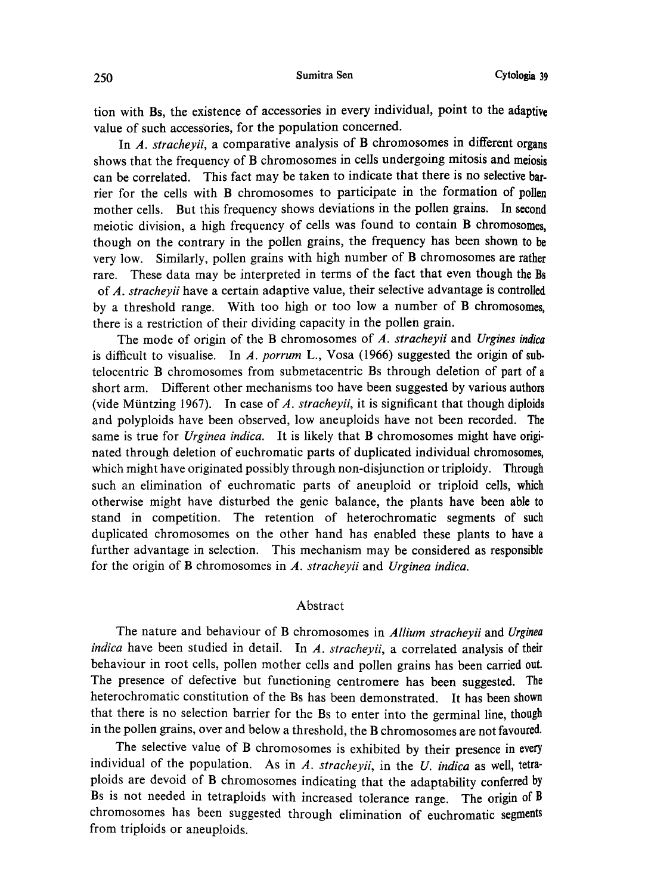tion with Bs, the existence of accessories in every individual, point to the adaptive value of such accessories, for the population concerned.

In *A. stracheyii*, a comparative analysis of B chromosomes in different organs shows that the frequency of B chromosomes in cells undergoing mitosis and meiosis can be correlated. This fact may be taken to indicate that there is no selective barrier for the cells with B chromosomes to participate in the formation of pollen mother cells. But this frequency shows deviations in the pollen grains. In second meiotic division, a high frequency of cells was found to contain B chromosomes, though on the contrary in the pollen grains, the frequency has been shown to be very low. Similarly, pollen grains with high number of B chromosomes are rather rare. These data may be interpreted in terms of the fact that even though the Bs of *A. stracheyii* have a certain adaptive value, their selective advantage is controlled by a threshold range. With too high or too low a number of B chromosomes, there is a restriction of their dividing capacity in the pollen grain.

The mode of origin of the B chromosomes of *A. stracheyii* and *Urgines indica* is difficult to visualise. In *A. porrum* L., Vosa (1966) suggested the origin of subtelocentric B chromosomes from submetacentric Bs through deletion of part of a short arm. Different other mechanisms too have been suggested by various authors (vide Müntzing 1967). In case of *A. stracheyii*, it is significant that though diploids and polyploids have been observed, low aneuploids have not been recorded. The same is true for *Urginea indica*. It is likely that B chromosomes might have originated through deletion of euchromatic parts of duplicated individual chromosomes, which might have originated possibly through non-disjunction or triploidy. Through such an elimination of euchromatic parts of aneuploid or triploid cells, which otherwise might have disturbed the genic balance, the plants have been able to stand in competition. The retention of heterochromatic segments of such duplicated chromosomes on the other hand has enabled these plants to have a further advantage in selection. This mechanism may be considered as responsible for the origin of B chromosomes in *A. stracheyii* and *Urginea indica*.

## Abstract

The nature and behaviour of B chromosomes in *Allium stracheyii* and *Urginea indica* have been studied in detail. In *A. stracheyii*, a correlated analysis of their behaviour in root cells, pollen mother cells and pollen grains has been carried out. The presence of defective but functioning centromere has been suggested. The heterochromatic constitution of the Bs has been demonstrated. It has been shown that there is no selection barrier for the Bs to enter into the germinal line, though in the pollen grains, over and below a threshold, the B chromosomes are not favoured.

The selective value of B chromosomes is exhibited by their presence in every individual of the population. As in *A. stracheyii*, in the *U. indica* as well, tetraploids are devoid of B chromosomes indicating that the adaptability conferred by Bs is not needed in tetraploids with increased tolerance range. The origin of B chromosomes has been suggested through elimination of euchromatic segments from triploids or aneuploids.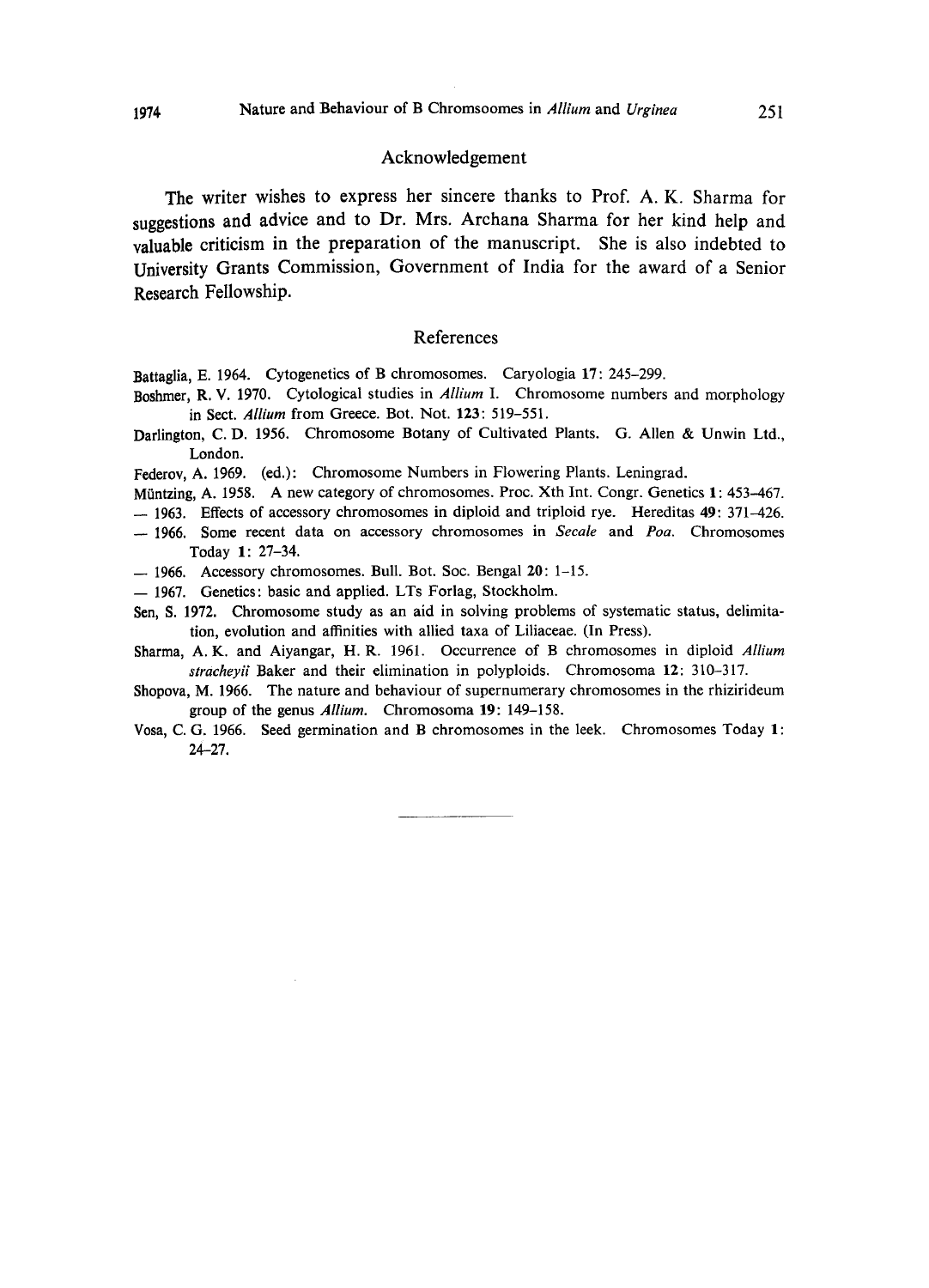## Acknowledgement

The writer wishes to express her sincere thanks to Prof. A. K. Sharma for suggestions and advice and to Dr. Mrs. Archana Sharma for her kind help and valuable criticism in the preparation of the manuscript. She is also indebted to University Grants Commission, Government of India for the award of a Senior Research Fellowship.

## References

Battaglia, E. 1964. Cytogenetics of B chromosomes. Caryologia **17**: 245–299.

Boshmer, R. V. 1970. Cytological studies in *Allium* I. Chromosome numbers and morphology in Sect. *Allium* from Greece. Bot. Not. **123**: 519–551.

Darlington, C. D. 1956. Chromosome Botany of Cultivated Plants. G. Allen & Unwin Ltd., London.

Federov, A. 1969. (ed.): Chromosome Numbers in Flowering Plants. Leningrad.

Müntzing, A. 1958. A new category of chromosomes. Proc. Xth Int. Congr. Genetics **1**: 453–467.

— 1963. Effects of accessory chromosomes in diploid and triploid rye. Hereditas **49**: 371–426.

— 1966. Some recent data on accessory chromosomes in *Secale* and *Poa*. Chromosomes Today **1**: 27–34.

— 1966. Accessory chromosomes. Bull. Bot. Soc. Bengal **20**: 1–15.

— 1967. Genetics: basic and applied. LTs Forlag, Stockholm.

Sen, S. 1972. Chromosome study as an aid in solving problems of systematic status, delimitation, evolution and affinities with allied taxa of Liliaceae. (In Press).

Sharma, A. K. and Aiyangar, H. R. 1961. Occurrence of B chromosomes in diploid *Allium stracheyii* Baker and their elimination in polyploids. Chromosoma **12**: 310–317.

Shopova, M. 1966. The nature and behaviour of supernumerary chromosomes in the rhizirideum group of the genus *Allium*. Chromosoma **19**: 149–158.

Vosa, C. G. 1966. Seed germination and B chromosomes in the leek. Chromosomes Today **1**: 24–27.